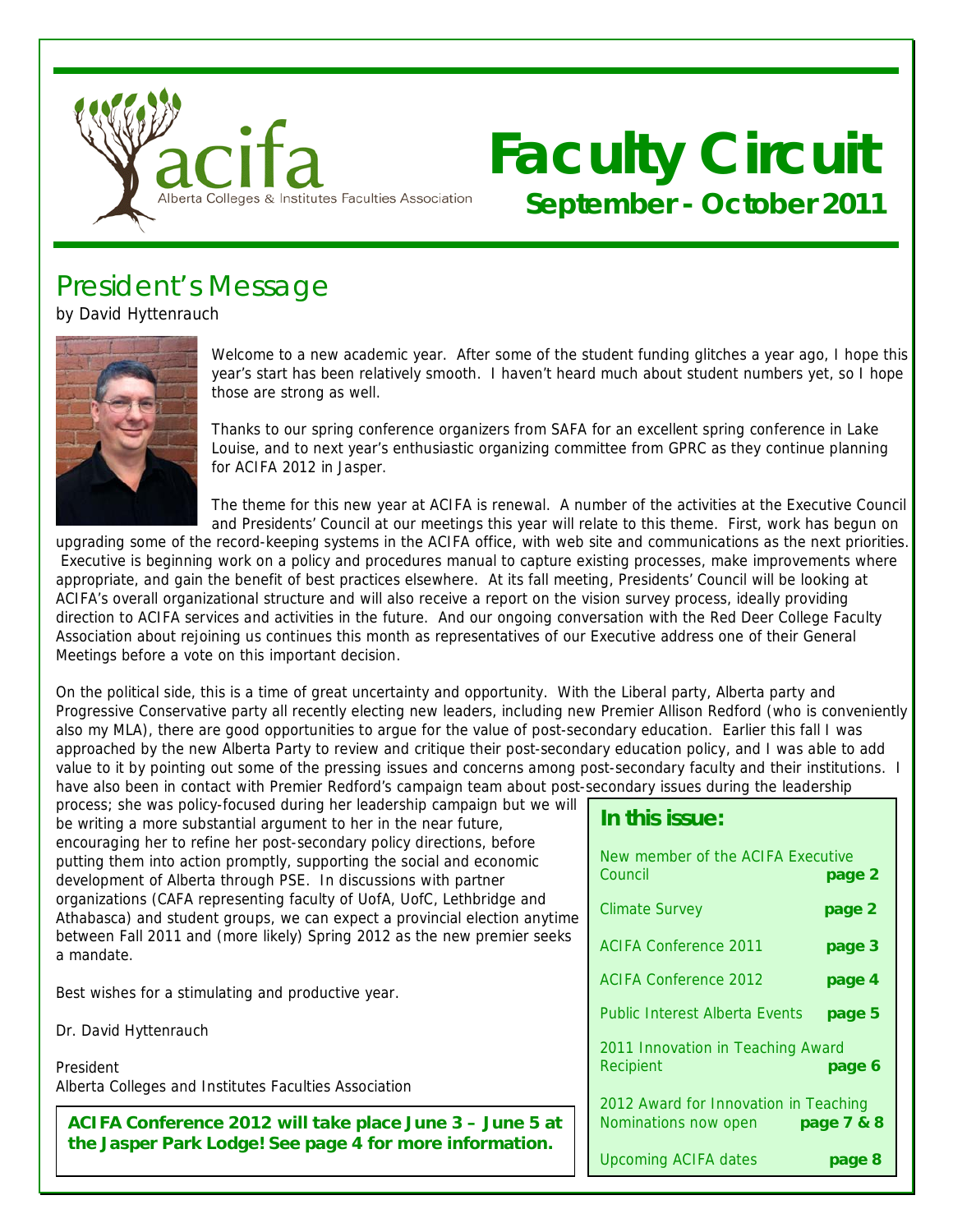acifa
Alberta Colleges & Institutes Faculties Association

# Faculty Circuit

**September - October 2011**

## President's Message

by David Hyttenrauch

Welcome to a new academic year. After some of the student funding glitches a year ago, I hope this year's start has been relatively smooth. I haven't heard much about student numbers yet, so I hope those are strong as well.

Thanks to our spring conference organizers from SAFA for an excellent spring conference in Lake Louise, and to next year's enthusiastic organizing committee from GPRC as they continue planning for ACIFA 2012 in Jasper.

The theme for this new year at ACIFA is renewal. A number of the activities at the Executive Council and Presidents' Council at our meetings this year will relate to this theme. First, work has begun on upgrading some of the record-keeping systems in the ACIFA office, with web site and communications as the next priorities. Executive is beginning work on a policy and procedures manual to capture existing processes, make improvements where appropriate, and gain the benefit of best practices elsewhere. At its fall meeting, Presidents' Council will be looking at ACIFA's overall organizational structure and will also receive a report on the vision survey process, ideally providing direction to ACIFA services and activities in the future. And our ongoing conversation with the Red Deer College Faculty Association about rejoining us continues this month as representatives of our Executive address one of their General Meetings before a vote on this important decision.

On the political side, this is a time of great uncertainty and opportunity. With the Liberal party, Alberta party and Progressive Conservative party all recently electing new leaders, including new Premier Allison Redford (who is conveniently also my MLA), there are good opportunities to argue for the value of post-secondary education. Earlier this fall I was approached by the new Alberta Party to review and critique their post-secondary education policy, and I was able to add value to it by pointing out some of the pressing issues and concerns among post-secondary faculty and their institutions. I have also been in contact with Premier Redford's campaign team about post-secondary issues during the leadership process; she was policy-focused during her leadership campaign but we will be writing a more substantial argument to her in the near future, encouraging her to refine her post-secondary policy directions, before putting them into action promptly, supporting the social and economic development of Alberta through PSE. In discussions with partner organizations (CAFA representing faculty of UofA, UofC, Lethbridge and Athabasca) and student groups, we can expect a provincial election anytime between Fall 2011 and (more likely) Spring 2012 as the new premier seeks a mandate.

Best wishes for a stimulating and productive year.

Dr. David Hyttenrauch

President
Alberta Colleges and Institutes Faculties Association

**ACIFA Conference 2012 will take place June 3 – June 5 at the Jasper Park Lodge! See page 4 for more information.**

### In this issue:

| | |
|---|---|
| New member of the ACIFA Executive Council | **page 2** |
| Climate Survey | **page 2** |
| ACIFA Conference 2011 | **page 3** |
| ACIFA Conference 2012 | **page 4** |
| Public Interest Alberta Events | **page 5** |
| 2011 Innovation in Teaching Award Recipient | **page 6** |
| 2012 Award for Innovation in Teaching Nominations now open | **page 7 & 8** |
| Upcoming ACIFA dates | **page 8** |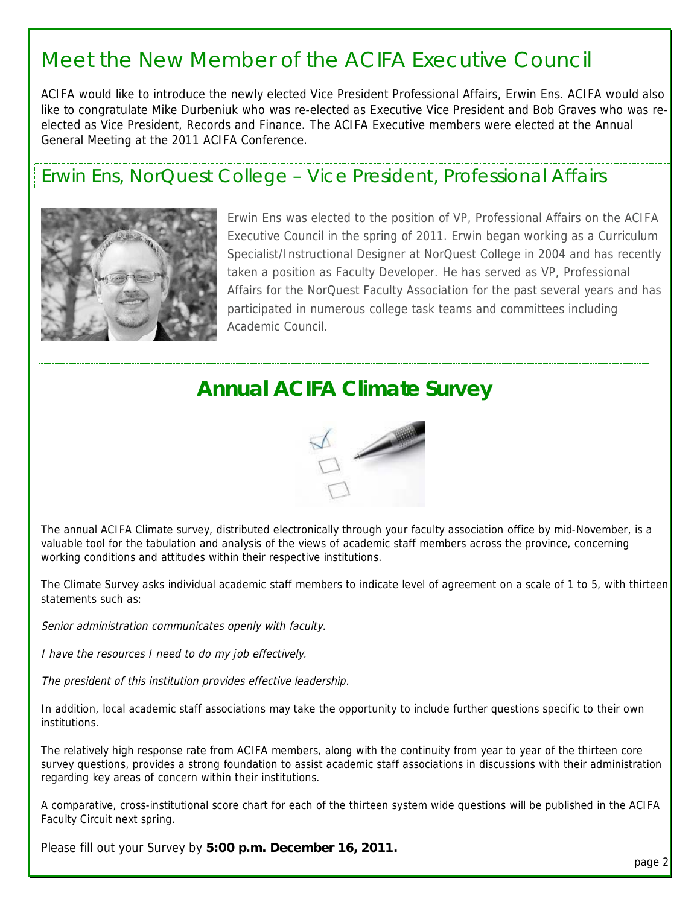# Meet the New Member of the ACIFA Executive Council

ACIFA would like to introduce the newly elected Vice President Professional Affairs, Erwin Ens. ACIFA would also like to congratulate Mike Durbeniuk who was re-elected as Executive Vice President and Bob Graves who was re-elected as Vice President, Records and Finance. The ACIFA Executive members were elected at the Annual General Meeting at the 2011 ACIFA Conference.

## Erwin Ens, NorQuest College – Vice President, Professional Affairs

Erwin Ens was elected to the position of VP, Professional Affairs on the ACIFA Executive Council in the spring of 2011. Erwin began working as a Curriculum Specialist/Instructional Designer at NorQuest College in 2004 and has recently taken a position as Faculty Developer. He has served as VP, Professional Affairs for the NorQuest Faculty Association for the past several years and has participated in numerous college task teams and committees including Academic Council.

## Annual ACIFA Climate Survey

The annual ACIFA Climate survey, distributed electronically through your faculty association office by mid-November, is a valuable tool for the tabulation and analysis of the views of academic staff members across the province, concerning working conditions and attitudes within their respective institutions.

The Climate Survey asks individual academic staff members to indicate level of agreement on a scale of 1 to 5, with thirteen statements such as:

*Senior administration communicates openly with faculty.*

*I have the resources I need to do my job effectively.*

*The president of this institution provides effective leadership.*

In addition, local academic staff associations may take the opportunity to include further questions specific to their own institutions.

The relatively high response rate from ACIFA members, along with the continuity from year to year of the thirteen core survey questions, provides a strong foundation to assist academic staff associations in discussions with their administration regarding key areas of concern within their institutions.

A comparative, cross-institutional score chart for each of the thirteen system wide questions will be published in the ACIFA Faculty Circuit next spring.

Please fill out your Survey by **5:00 p.m. December 16, 2011.**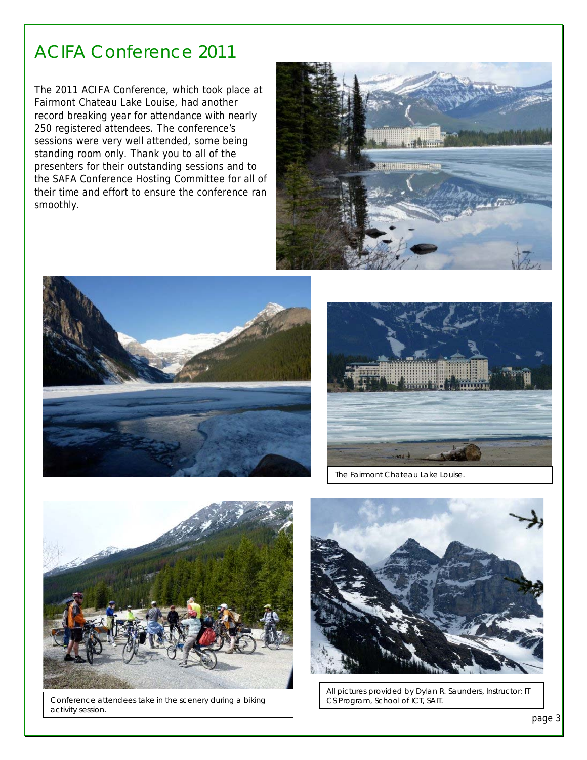# ACIFA Conference 2011

The 2011 ACIFA Conference, which took place at Fairmont Chateau Lake Louise, had another record breaking year for attendance with nearly 250 registered attendees. The conference's sessions were very well attended, some being standing room only. Thank you to all of the presenters for their outstanding sessions and to the SAFA Conference Hosting Committee for all of their time and effort to ensure the conference ran smoothly.

The Fairmont Chateau Lake Louise.

Conference attendees take in the scenery during a biking activity session.

All pictures provided by Dylan R. Saunders, Instructor: IT CS Program, School of ICT, SAIT.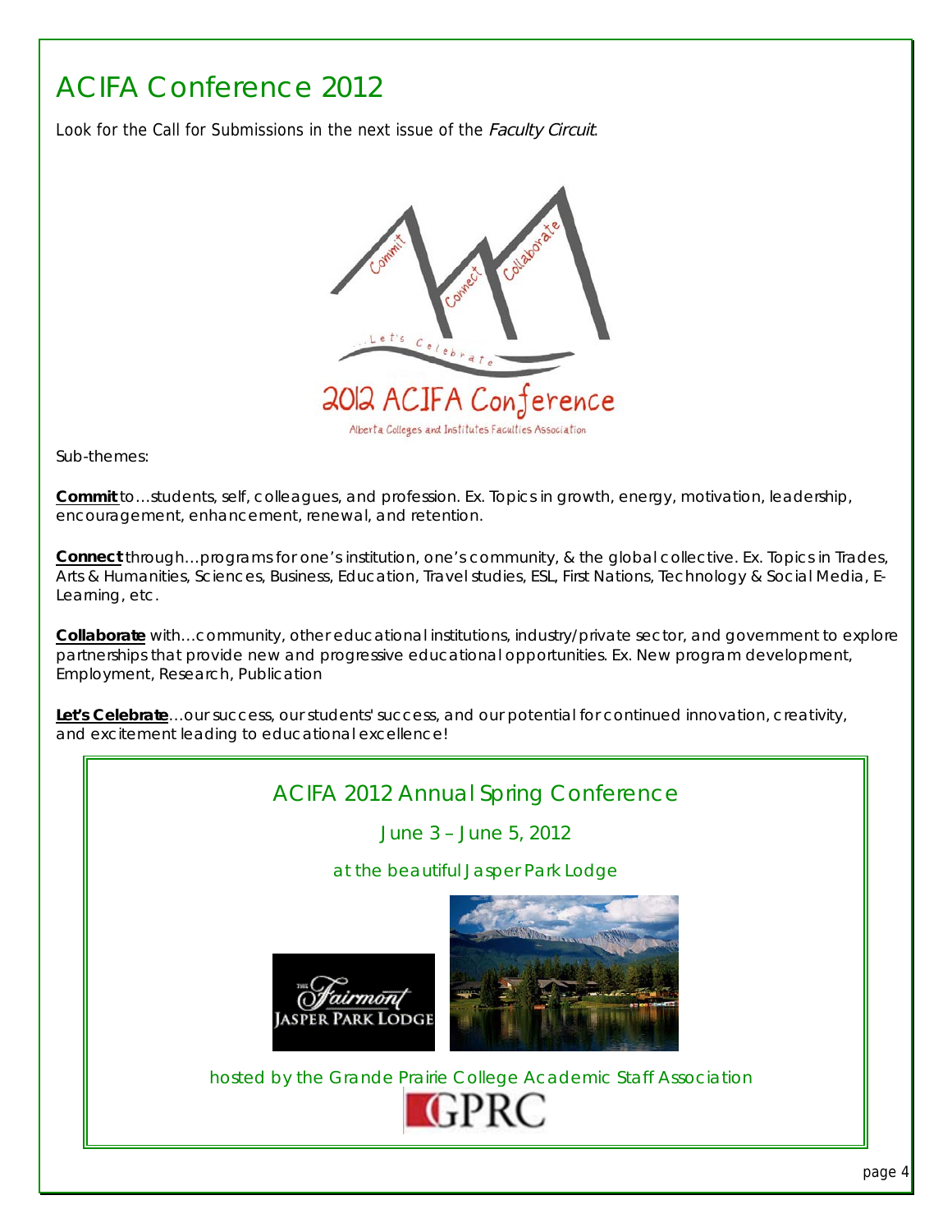# ACIFA Conference 2012

Look for the Call for Submissions in the next issue of the *Faculty Circuit*.

Sub-themes:

**Commit** to…students, self, colleagues, and profession. Ex. Topics in growth, energy, motivation, leadership, encouragement, enhancement, renewal, and retention.

**Connect** through…programs for one's institution, one's community, & the global collective. Ex. Topics in Trades, Arts & Humanities, Sciences, Business, Education, Travel studies, ESL, First Nations, Technology & Social Media, E-Learning, etc.

**Collaborate** with…community, other educational institutions, industry/private sector, and government to explore partnerships that provide new and progressive educational opportunities. Ex. New program development, Employment, Research, Publication

**Let's Celebrate**…our success, our students' success, and our potential for continued innovation, creativity, and excitement leading to educational excellence!

## ACIFA 2012 Annual Spring Conference

June 3 – June 5, 2012

at the beautiful Jasper Park Lodge

hosted by the Grande Prairie College Academic Staff Association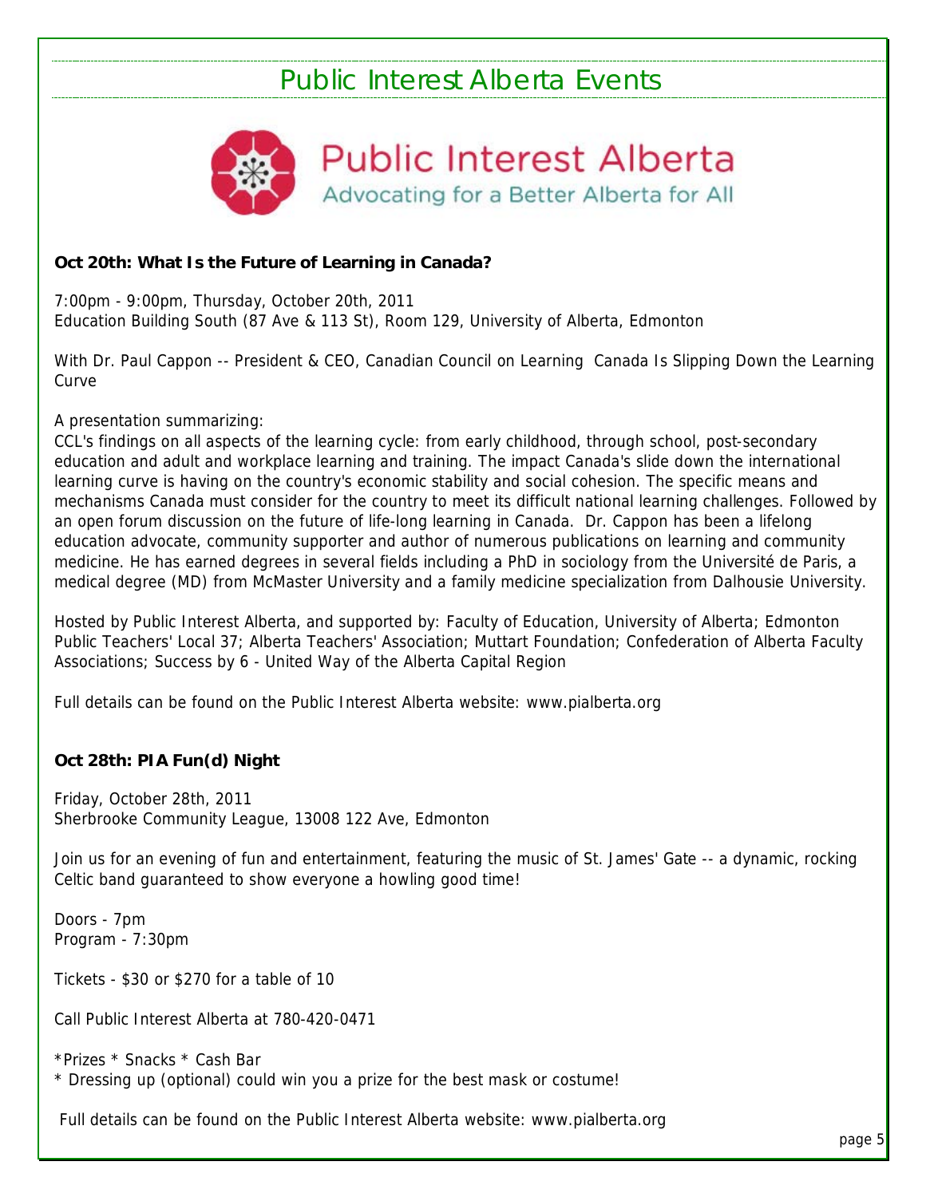# Public Interest Alberta Events

Public Interest Alberta
Advocating for a Better Alberta for All

**Oct 20th: What Is the Future of Learning in Canada?**

7:00pm - 9:00pm, Thursday, October 20th, 2011
Education Building South (87 Ave & 113 St), Room 129, University of Alberta, Edmonton

With Dr. Paul Cappon -- President & CEO, Canadian Council on Learning Canada Is Slipping Down the Learning Curve

A presentation summarizing:
CCL's findings on all aspects of the learning cycle: from early childhood, through school, post-secondary education and adult and workplace learning and training. The impact Canada's slide down the international learning curve is having on the country's economic stability and social cohesion. The specific means and mechanisms Canada must consider for the country to meet its difficult national learning challenges. Followed by an open forum discussion on the future of life-long learning in Canada. Dr. Cappon has been a lifelong education advocate, community supporter and author of numerous publications on learning and community medicine. He has earned degrees in several fields including a PhD in sociology from the Université de Paris, a medical degree (MD) from McMaster University and a family medicine specialization from Dalhousie University.

Hosted by Public Interest Alberta, and supported by: Faculty of Education, University of Alberta; Edmonton Public Teachers' Local 37; Alberta Teachers' Association; Muttart Foundation; Confederation of Alberta Faculty Associations; Success by 6 - United Way of the Alberta Capital Region

Full details can be found on the Public Interest Alberta website: www.pialberta.org

**Oct 28th: PIA Fun(d) Night**

Friday, October 28th, 2011
Sherbrooke Community League, 13008 122 Ave, Edmonton

Join us for an evening of fun and entertainment, featuring the music of St. James' Gate -- a dynamic, rocking Celtic band guaranteed to show everyone a howling good time!

Doors - 7pm
Program - 7:30pm

Tickets - $30 or $270 for a table of 10

Call Public Interest Alberta at 780-420-0471

*Prizes * Snacks * Cash Bar
* Dressing up (optional) could win you a prize for the best mask or costume!

Full details can be found on the Public Interest Alberta website: www.pialberta.org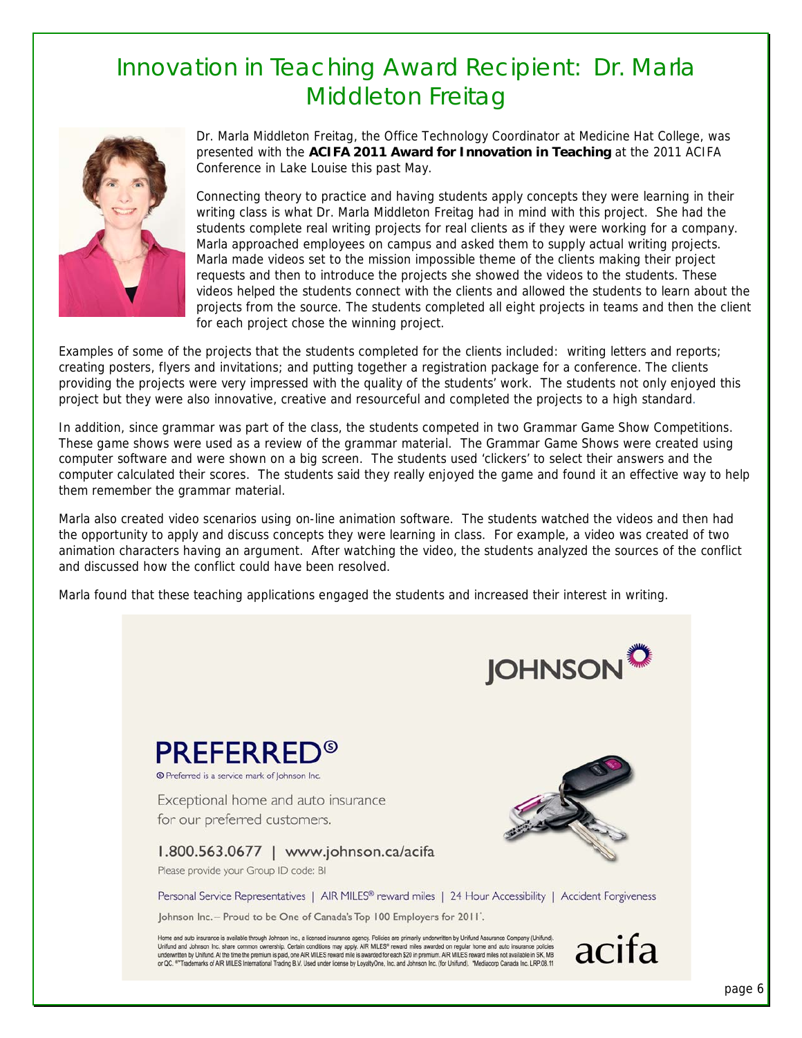# Innovation in Teaching Award Recipient: Dr. Marla Middleton Freitag

Dr. Marla Middleton Freitag, the Office Technology Coordinator at Medicine Hat College, was presented with the **ACIFA 2011 Award for Innovation in Teaching** at the 2011 ACIFA Conference in Lake Louise this past May.

Connecting theory to practice and having students apply concepts they were learning in their writing class is what Dr. Marla Middleton Freitag had in mind with this project. She had the students complete real writing projects for real clients as if they were working for a company. Marla approached employees on campus and asked them to supply actual writing projects. Marla made videos set to the mission impossible theme of the clients making their project requests and then to introduce the projects she showed the videos to the students. These videos helped the students connect with the clients and allowed the students to learn about the projects from the source. The students completed all eight projects in teams and then the client for each project chose the winning project.

Examples of some of the projects that the students completed for the clients included: writing letters and reports; creating posters, flyers and invitations; and putting together a registration package for a conference. The clients providing the projects were very impressed with the quality of the students' work. The students not only enjoyed this project but they were also innovative, creative and resourceful and completed the projects to a high standard.

In addition, since grammar was part of the class, the students competed in two Grammar Game Show Competitions. These game shows were used as a review of the grammar material. The Grammar Game Shows were created using computer software and were shown on a big screen. The students used 'clickers' to select their answers and the computer calculated their scores. The students said they really enjoyed the game and found it an effective way to help them remember the grammar material.

Marla also created video scenarios using on-line animation software. The students watched the videos and then had the opportunity to apply and discuss concepts they were learning in class. For example, a video was created of two animation characters having an argument. After watching the video, the students analyzed the sources of the conflict and discussed how the conflict could have been resolved.

Marla found that these teaching applications engaged the students and increased their interest in writing.

JOHNSON

**PREFERRED®**

® Preferred is a service mark of Johnson Inc.

Exceptional home and auto insurance for our preferred customers.

1.800.563.0677 | www.johnson.ca/acifa

Please provide your Group ID code: BI

Personal Service Representatives | AIR MILES® reward miles | 24 Hour Accessibility | Accident Forgiveness

Johnson Inc. – Proud to be One of Canada's Top 100 Employers for 2011*.

Home and auto insurance is available through Johnson Inc., a licensed insurance agency. Policies are primarily underwritten by Unifund Assurance Company (Unifund). Unifund and Johnson Inc. share common ownership. Certain conditions may apply. AIR MILES® reward miles awarded on regular home and auto insurance policies underwritten by Unifund. At the time the premium is paid, one AIR MILES reward mile is awarded for each $20 in premium. AIR MILES reward miles not available in SK, MB or QC. ®™Trademarks of AIR MILES International Trading B.V. Used under license by LoyaltyOne, Inc. and Johnson Inc. (for Unifund). *Mediacorp Canada Inc. LRP.08.11

acifa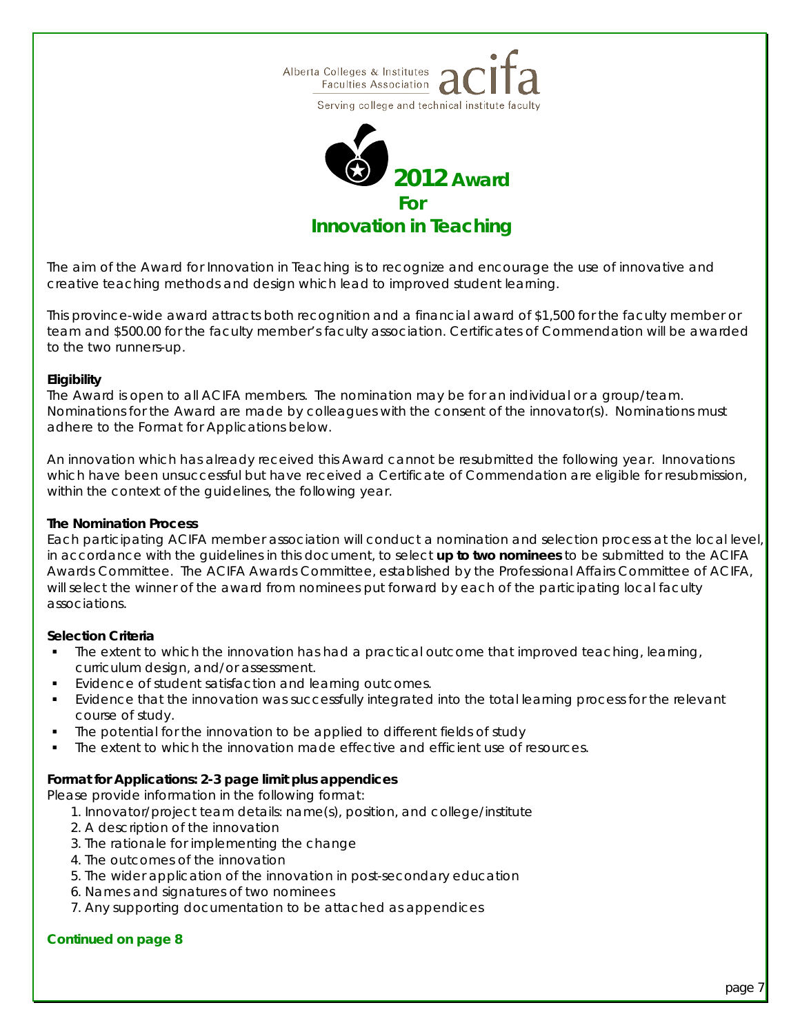Alberta Colleges & Institutes Faculties Association **acifa**

Serving college and technical institute faculty

# 2012 Award For Innovation in Teaching

The aim of the Award for Innovation in Teaching is to recognize and encourage the use of innovative and creative teaching methods and design which lead to improved student learning.

This province-wide award attracts both recognition and a financial award of $1,500 for the faculty member or team and $500.00 for the faculty member's faculty association. Certificates of Commendation will be awarded to the two runners-up.

**Eligibility**

The Award is open to all ACIFA members. The nomination may be for an individual or a group/team. Nominations for the Award are made by colleagues with the consent of the innovator(s). Nominations must adhere to the Format for Applications below.

An innovation which has already received this Award cannot be resubmitted the following year. Innovations which have been unsuccessful but have received a Certificate of Commendation are eligible for resubmission, within the context of the guidelines, the following year.

**The Nomination Process**

Each participating ACIFA member association will conduct a nomination and selection process at the local level, in accordance with the guidelines in this document, to select **up to two nominees** to be submitted to the ACIFA Awards Committee. The ACIFA Awards Committee, established by the Professional Affairs Committee of ACIFA, will select the winner of the award from nominees put forward by each of the participating local faculty associations.

**Selection Criteria**

- The extent to which the innovation has had a practical outcome that improved teaching, learning, curriculum design, and/or assessment.
- Evidence of student satisfaction and learning outcomes.
- Evidence that the innovation was successfully integrated into the total learning process for the relevant course of study.
- The potential for the innovation to be applied to different fields of study
- The extent to which the innovation made effective and efficient use of resources.

**Format for Applications: 2-3 page limit plus appendices**

Please provide information in the following format:

1. Innovator/project team details: name(s), position, and college/institute
2. A description of the innovation
3. The rationale for implementing the change
4. The outcomes of the innovation
5. The wider application of the innovation in post-secondary education
6. Names and signatures of two nominees
7. Any supporting documentation to be attached as appendices

**Continued on page 8**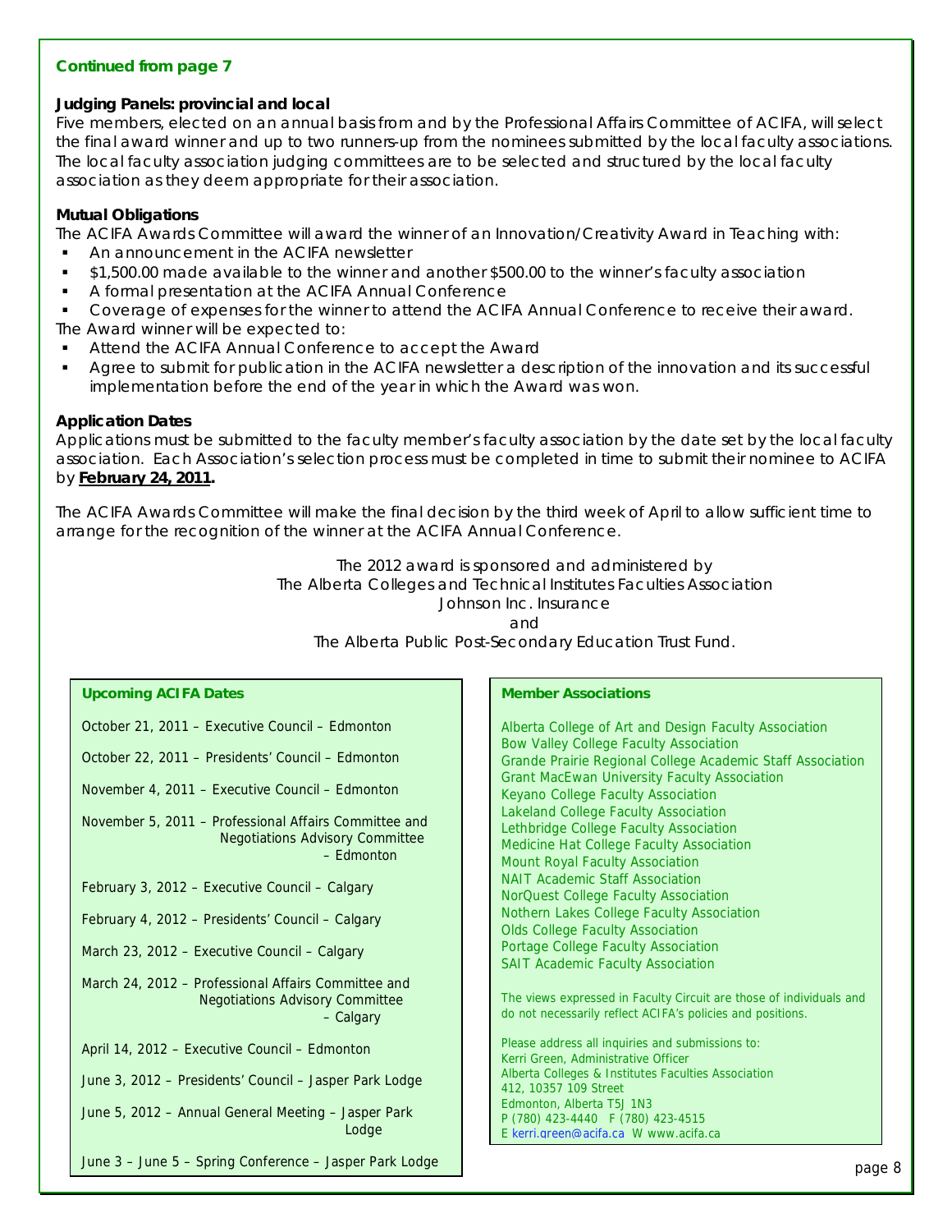**Continued from page 7**

**Judging Panels: provincial and local**

Five members, elected on an annual basis from and by the Professional Affairs Committee of ACIFA, will select the final award winner and up to two runners-up from the nominees submitted by the local faculty associations. The local faculty association judging committees are to be selected and structured by the local faculty association as they deem appropriate for their association.

**Mutual Obligations**

The ACIFA Awards Committee will award the winner of an Innovation/Creativity Award in Teaching with:

- An announcement in the ACIFA newsletter
- $1,500.00 made available to the winner and another $500.00 to the winner's faculty association
- A formal presentation at the ACIFA Annual Conference
- Coverage of expenses for the winner to attend the ACIFA Annual Conference to receive their award.

The Award winner will be expected to:

- Attend the ACIFA Annual Conference to accept the Award
- Agree to submit for publication in the ACIFA newsletter a description of the innovation and its successful implementation before the end of the year in which the Award was won.

**Application Dates**

Applications must be submitted to the faculty member's faculty association by the date set by the local faculty association. Each Association's selection process must be completed in time to submit their nominee to ACIFA by **February 24, 2011.**

The ACIFA Awards Committee will make the final decision by the third week of April to allow sufficient time to arrange for the recognition of the winner at the ACIFA Annual Conference.

The 2012 award is sponsored and administered by
The Alberta Colleges and Technical Institutes Faculties Association
Johnson Inc. Insurance
and
The Alberta Public Post-Secondary Education Trust Fund.

**Upcoming ACIFA Dates**

October 21, 2011 – Executive Council – Edmonton

October 22, 2011 – Presidents' Council – Edmonton

November 4, 2011 – Executive Council – Edmonton

November 5, 2011 – Professional Affairs Committee and Negotiations Advisory Committee – Edmonton

February 3, 2012 – Executive Council – Calgary

February 4, 2012 – Presidents' Council – Calgary

March 23, 2012 – Executive Council – Calgary

March 24, 2012 – Professional Affairs Committee and Negotiations Advisory Committee – Calgary

April 14, 2012 – Executive Council – Edmonton

June 3, 2012 – Presidents' Council – Jasper Park Lodge

June 5, 2012 – Annual General Meeting – Jasper Park Lodge

June 3 – June 5 – Spring Conference – Jasper Park Lodge

**Member Associations**

Alberta College of Art and Design Faculty Association
Bow Valley College Faculty Association
Grande Prairie Regional College Academic Staff Association
Grant MacEwan University Faculty Association
Keyano College Faculty Association
Lakeland College Faculty Association
Lethbridge College Faculty Association
Medicine Hat College Faculty Association
Mount Royal Faculty Association
NAIT Academic Staff Association
NorQuest College Faculty Association
Nothern Lakes College Faculty Association
Olds College Faculty Association
Portage College Faculty Association
SAIT Academic Faculty Association

The views expressed in Faculty Circuit are those of individuals and do not necessarily reflect ACIFA's policies and positions.

Please address all inquiries and submissions to:
Kerri Green, Administrative Officer
Alberta Colleges & Institutes Faculties Association
412, 10357 109 Street
Edmonton, Alberta T5J 1N3
P (780) 423-4440 F (780) 423-4515
E kerri.green@acifa.ca W www.acifa.ca